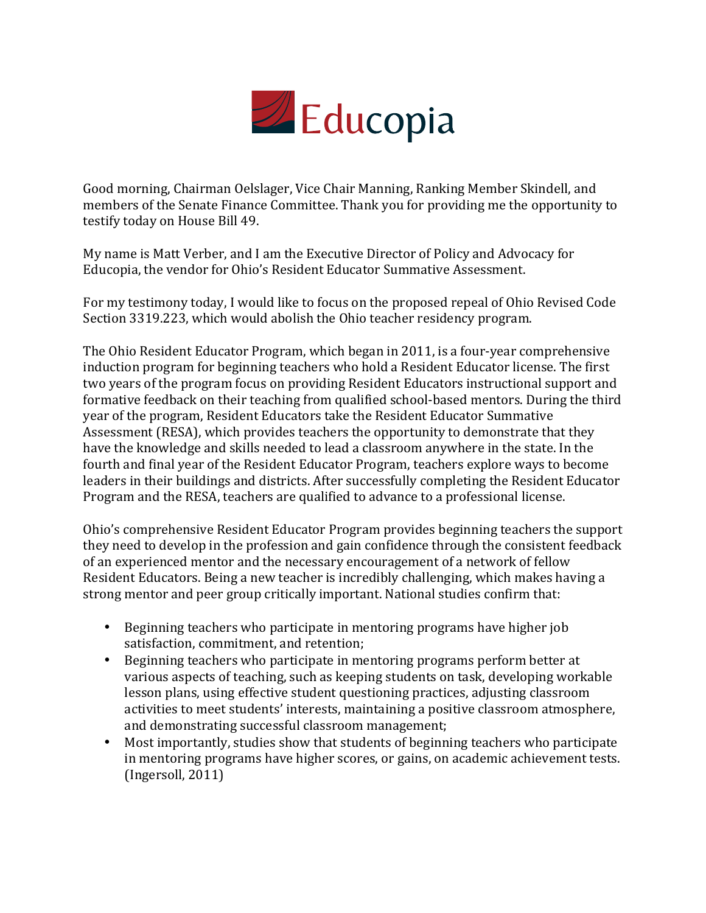Educopia

Good morning, Chairman Oelslager, Vice Chair Manning, Ranking Member Skindell, and members of the Senate Finance Committee. Thank you for providing me the opportunity to testify today on House Bill 49.

My name is Matt Verber, and I am the Executive Director of Policy and Advocacy for Educopia, the vendor for Ohio's Resident Educator Summative Assessment.

For my testimony today, I would like to focus on the proposed repeal of Ohio Revised Code Section 3319.223, which would abolish the Ohio teacher residency program.

The Ohio Resident Educator Program, which began in 2011, is a four-year comprehensive induction program for beginning teachers who hold a Resident Educator license. The first two years of the program focus on providing Resident Educators instructional support and formative feedback on their teaching from qualified school-based mentors. During the third year of the program, Resident Educators take the Resident Educator Summative Assessment (RESA), which provides teachers the opportunity to demonstrate that they have the knowledge and skills needed to lead a classroom anywhere in the state. In the fourth and final year of the Resident Educator Program, teachers explore ways to become leaders in their buildings and districts. After successfully completing the Resident Educator Program and the RESA, teachers are qualified to advance to a professional license.

Ohio's comprehensive Resident Educator Program provides beginning teachers the support they need to develop in the profession and gain confidence through the consistent feedback of an experienced mentor and the necessary encouragement of a network of fellow Resident Educators. Being a new teacher is incredibly challenging, which makes having a strong mentor and peer group critically important. National studies confirm that:

- Beginning teachers who participate in mentoring programs have higher job satisfaction, commitment, and retention;
- Beginning teachers who participate in mentoring programs perform better at various aspects of teaching, such as keeping students on task, developing workable lesson plans, using effective student questioning practices, adjusting classroom activities to meet students' interests, maintaining a positive classroom atmosphere, and demonstrating successful classroom management;
- Most importantly, studies show that students of beginning teachers who participate in mentoring programs have higher scores, or gains, on academic achievement tests. (Ingersoll, 2011)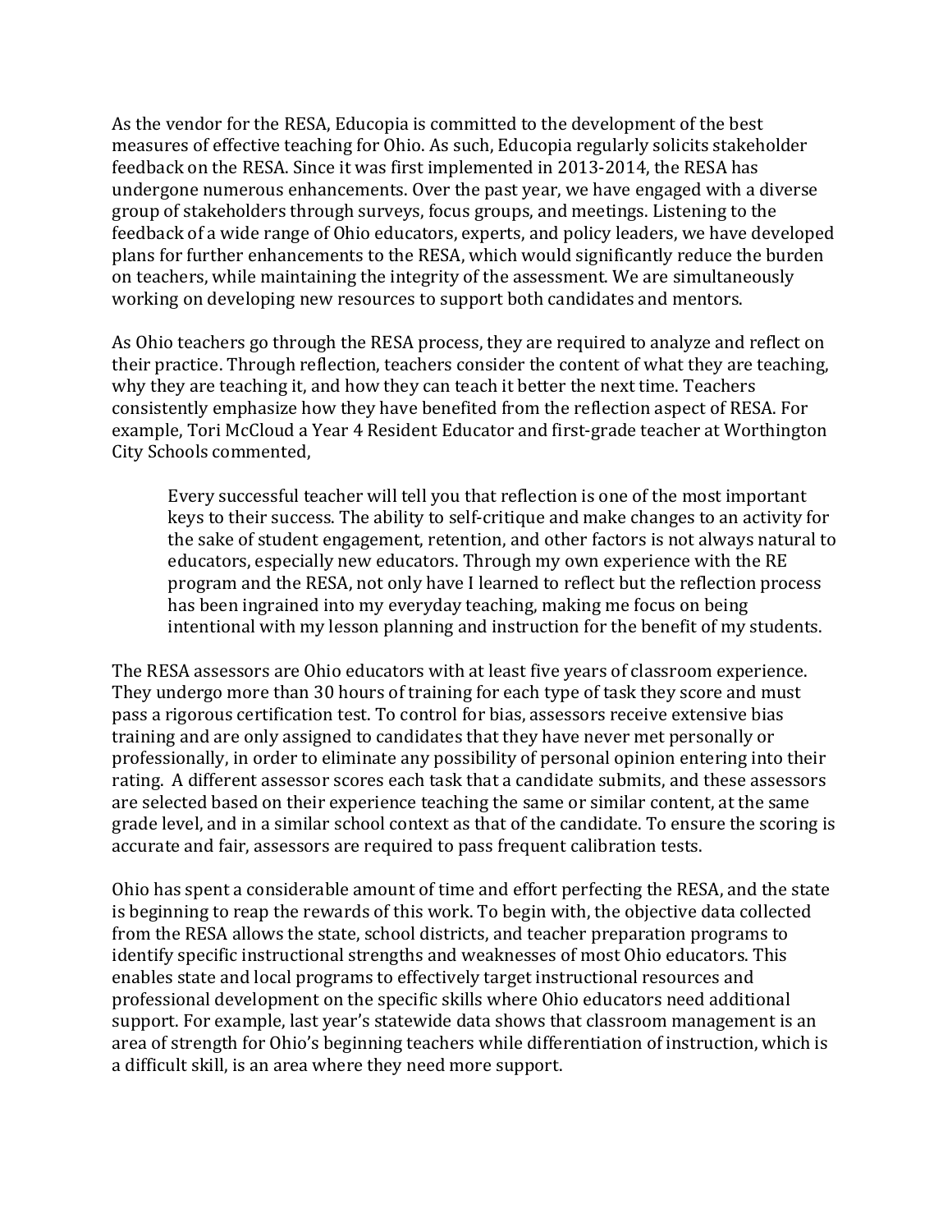As the vendor for the RESA, Educopia is committed to the development of the best measures of effective teaching for Ohio. As such, Educopia regularly solicits stakeholder feedback on the RESA. Since it was first implemented in 2013-2014, the RESA has undergone numerous enhancements. Over the past year, we have engaged with a diverse group of stakeholders through surveys, focus groups, and meetings. Listening to the feedback of a wide range of Ohio educators, experts, and policy leaders, we have developed plans for further enhancements to the RESA, which would significantly reduce the burden on teachers, while maintaining the integrity of the assessment. We are simultaneously working on developing new resources to support both candidates and mentors.

As Ohio teachers go through the RESA process, they are required to analyze and reflect on their practice. Through reflection, teachers consider the content of what they are teaching, why they are teaching it, and how they can teach it better the next time. Teachers consistently emphasize how they have benefited from the reflection aspect of RESA. For example, Tori McCloud a Year 4 Resident Educator and first-grade teacher at Worthington City Schools commented,

> Every successful teacher will tell you that reflection is one of the most important keys to their success. The ability to self-critique and make changes to an activity for the sake of student engagement, retention, and other factors is not always natural to educators, especially new educators. Through my own experience with the RE program and the RESA, not only have I learned to reflect but the reflection process has been ingrained into my everyday teaching, making me focus on being intentional with my lesson planning and instruction for the benefit of my students.

The RESA assessors are Ohio educators with at least five years of classroom experience. They undergo more than 30 hours of training for each type of task they score and must pass a rigorous certification test. To control for bias, assessors receive extensive bias training and are only assigned to candidates that they have never met personally or professionally, in order to eliminate any possibility of personal opinion entering into their rating. A different assessor scores each task that a candidate submits, and these assessors are selected based on their experience teaching the same or similar content, at the same grade level, and in a similar school context as that of the candidate. To ensure the scoring is accurate and fair, assessors are required to pass frequent calibration tests.

Ohio has spent a considerable amount of time and effort perfecting the RESA, and the state is beginning to reap the rewards of this work. To begin with, the objective data collected from the RESA allows the state, school districts, and teacher preparation programs to identify specific instructional strengths and weaknesses of most Ohio educators. This enables state and local programs to effectively target instructional resources and professional development on the specific skills where Ohio educators need additional support. For example, last year's statewide data shows that classroom management is an area of strength for Ohio's beginning teachers while differentiation of instruction, which is a difficult skill, is an area where they need more support.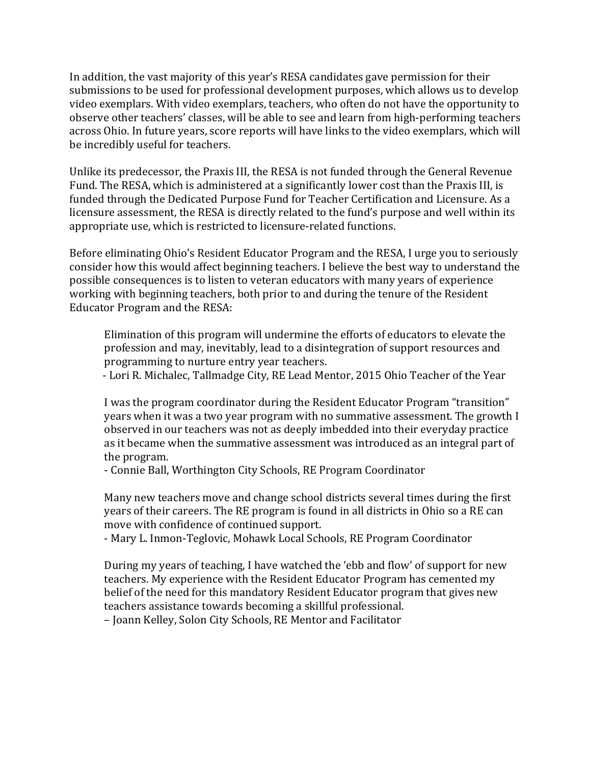In addition, the vast majority of this year's RESA candidates gave permission for their submissions to be used for professional development purposes, which allows us to develop video exemplars. With video exemplars, teachers, who often do not have the opportunity to observe other teachers' classes, will be able to see and learn from high-performing teachers across Ohio. In future years, score reports will have links to the video exemplars, which will be incredibly useful for teachers.

Unlike its predecessor, the Praxis III, the RESA is not funded through the General Revenue Fund. The RESA, which is administered at a significantly lower cost than the Praxis III, is funded through the Dedicated Purpose Fund for Teacher Certification and Licensure. As a licensure assessment, the RESA is directly related to the fund's purpose and well within its appropriate use, which is restricted to licensure-related functions.

Before eliminating Ohio's Resident Educator Program and the RESA, I urge you to seriously consider how this would affect beginning teachers. I believe the best way to understand the possible consequences is to listen to veteran educators with many years of experience working with beginning teachers, both prior to and during the tenure of the Resident Educator Program and the RESA:

> Elimination of this program will undermine the efforts of educators to elevate the profession and may, inevitably, lead to a disintegration of support resources and programming to nurture entry year teachers.
> \- Lori R. Michalec, Tallmadge City, RE Lead Mentor, 2015 Ohio Teacher of the Year

> I was the program coordinator during the Resident Educator Program "transition" years when it was a two year program with no summative assessment. The growth I observed in our teachers was not as deeply imbedded into their everyday practice as it became when the summative assessment was introduced as an integral part of the program.
> \- Connie Ball, Worthington City Schools, RE Program Coordinator

> Many new teachers move and change school districts several times during the first years of their careers. The RE program is found in all districts in Ohio so a RE can move with confidence of continued support.
> \- Mary L. Inmon-Teglovic, Mohawk Local Schools, RE Program Coordinator

> During my years of teaching, I have watched the 'ebb and flow' of support for new teachers. My experience with the Resident Educator Program has cemented my belief of the need for this mandatory Resident Educator program that gives new teachers assistance towards becoming a skillful professional.
> – Joann Kelley, Solon City Schools, RE Mentor and Facilitator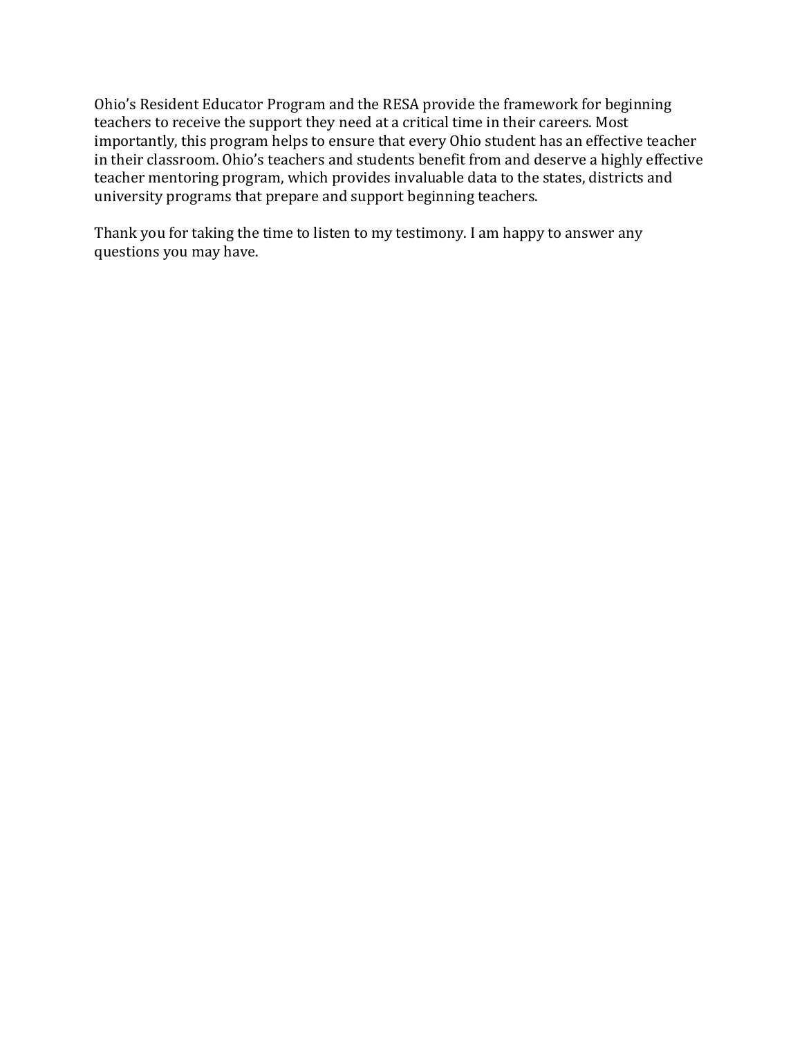Ohio's Resident Educator Program and the RESA provide the framework for beginning teachers to receive the support they need at a critical time in their careers. Most importantly, this program helps to ensure that every Ohio student has an effective teacher in their classroom. Ohio's teachers and students benefit from and deserve a highly effective teacher mentoring program, which provides invaluable data to the states, districts and university programs that prepare and support beginning teachers.

Thank you for taking the time to listen to my testimony. I am happy to answer any questions you may have.